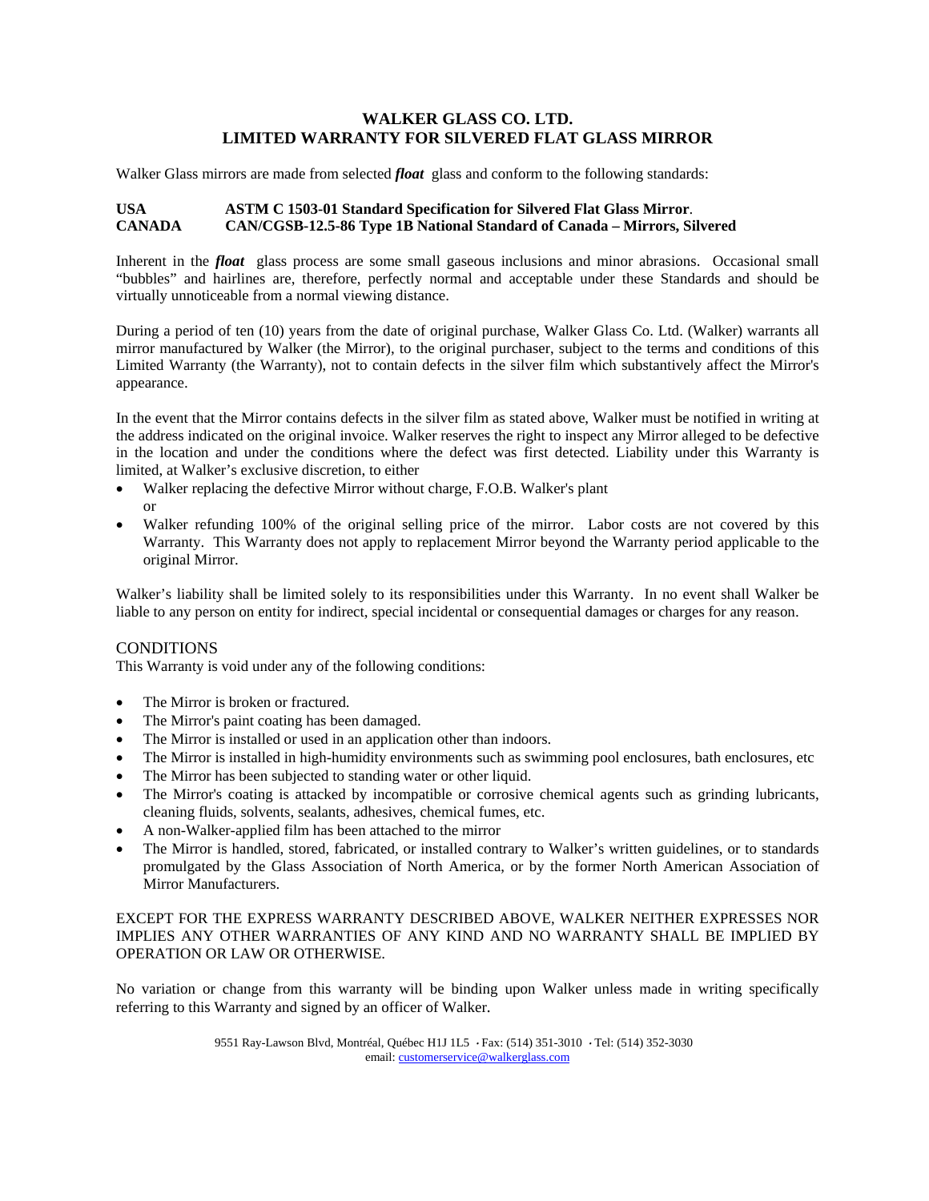# WALKER GLASS CO. LTD.
# LIMITED WARRANTY FOR SILVERED FLAT GLASS MIRROR

Walker Glass mirrors are made from selected ***float*** glass and conform to the following standards:

**USA** **ASTM C 1503-01 Standard Specification for Silvered Flat Glass Mirror**.
**CANADA** **CAN/CGSB-12.5-86 Type 1B National Standard of Canada – Mirrors, Silvered**

Inherent in the ***float*** glass process are some small gaseous inclusions and minor abrasions. Occasional small "bubbles" and hairlines are, therefore, perfectly normal and acceptable under these Standards and should be virtually unnoticeable from a normal viewing distance.

During a period of ten (10) years from the date of original purchase, Walker Glass Co. Ltd. (Walker) warrants all mirror manufactured by Walker (the Mirror), to the original purchaser, subject to the terms and conditions of this Limited Warranty (the Warranty), not to contain defects in the silver film which substantively affect the Mirror's appearance.

In the event that the Mirror contains defects in the silver film as stated above, Walker must be notified in writing at the address indicated on the original invoice. Walker reserves the right to inspect any Mirror alleged to be defective in the location and under the conditions where the defect was first detected. Liability under this Warranty is limited, at Walker's exclusive discretion, to either

- Walker replacing the defective Mirror without charge, F.O.B. Walker's plant
  or
- Walker refunding 100% of the original selling price of the mirror. Labor costs are not covered by this Warranty. This Warranty does not apply to replacement Mirror beyond the Warranty period applicable to the original Mirror.

Walker's liability shall be limited solely to its responsibilities under this Warranty. In no event shall Walker be liable to any person on entity for indirect, special incidental or consequential damages or charges for any reason.

## CONDITIONS

This Warranty is void under any of the following conditions:

- The Mirror is broken or fractured.
- The Mirror's paint coating has been damaged.
- The Mirror is installed or used in an application other than indoors.
- The Mirror is installed in high-humidity environments such as swimming pool enclosures, bath enclosures, etc
- The Mirror has been subjected to standing water or other liquid.
- The Mirror's coating is attacked by incompatible or corrosive chemical agents such as grinding lubricants, cleaning fluids, solvents, sealants, adhesives, chemical fumes, etc.
- A non-Walker-applied film has been attached to the mirror
- The Mirror is handled, stored, fabricated, or installed contrary to Walker's written guidelines, or to standards promulgated by the Glass Association of North America, or by the former North American Association of Mirror Manufacturers.

EXCEPT FOR THE EXPRESS WARRANTY DESCRIBED ABOVE, WALKER NEITHER EXPRESSES NOR IMPLIES ANY OTHER WARRANTIES OF ANY KIND AND NO WARRANTY SHALL BE IMPLIED BY OPERATION OR LAW OR OTHERWISE.

No variation or change from this warranty will be binding upon Walker unless made in writing specifically referring to this Warranty and signed by an officer of Walker.

9551 Ray-Lawson Blvd, Montréal, Québec H1J 1L5 · Fax: (514) 351-3010 · Tel: (514) 352-3030
email: customerservice@walkerglass.com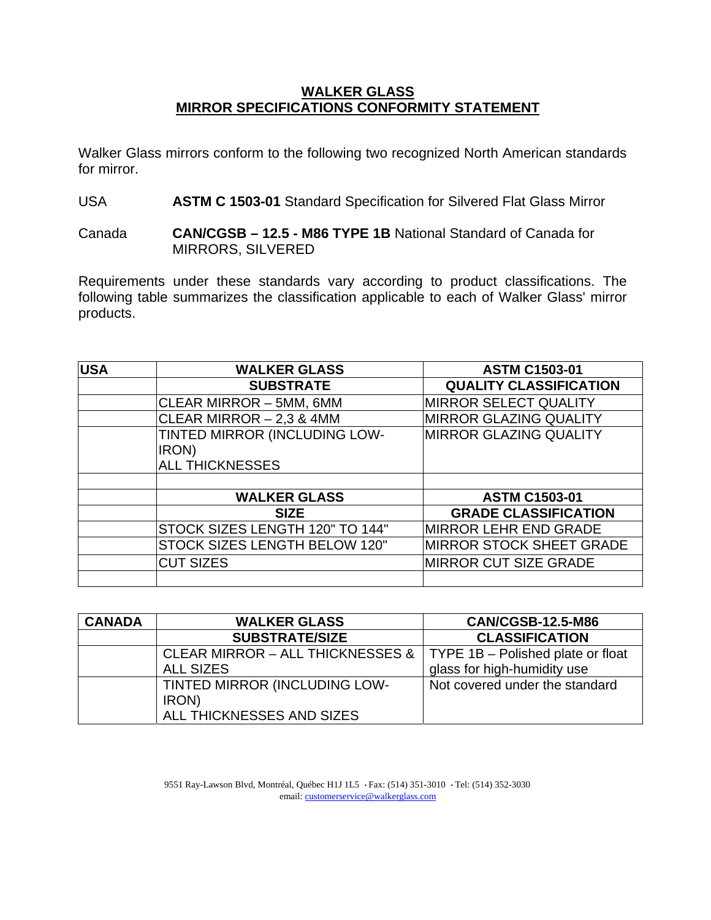**WALKER GLASS**
**MIRROR SPECIFICATIONS CONFORMITY STATEMENT**

Walker Glass mirrors conform to the following two recognized North American standards for mirror.

USA **ASTM C 1503-01** Standard Specification for Silvered Flat Glass Mirror

Canada **CAN/CGSB – 12.5 - M86 TYPE 1B** National Standard of Canada for MIRRORS, SILVERED

Requirements under these standards vary according to product classifications. The following table summarizes the classification applicable to each of Walker Glass' mirror products.

| USA | WALKER GLASS | ASTM C1503-01 |
|---|---|---|
| | **SUBSTRATE** | **QUALITY CLASSIFICATION** |
| | CLEAR MIRROR – 5MM, 6MM | MIRROR SELECT QUALITY |
| | CLEAR MIRROR – 2,3 & 4MM | MIRROR GLAZING QUALITY |
| | TINTED MIRROR (INCLUDING LOW-IRON) ALL THICKNESSES | MIRROR GLAZING QUALITY |
| | | |
| | **WALKER GLASS** | **ASTM C1503-01** |
| | **SIZE** | **GRADE CLASSIFICATION** |
| | STOCK SIZES LENGTH 120" TO 144" | MIRROR LEHR END GRADE |
| | STOCK SIZES LENGTH BELOW 120" | MIRROR STOCK SHEET GRADE |
| | CUT SIZES | MIRROR CUT SIZE GRADE |
| | | |

| CANADA | WALKER GLASS | CAN/CGSB-12.5-M86 |
|---|---|---|
| | **SUBSTRATE/SIZE** | **CLASSIFICATION** |
| | CLEAR MIRROR – ALL THICKNESSES & ALL SIZES | TYPE 1B – Polished plate or float glass for high-humidity use |
| | TINTED MIRROR (INCLUDING LOW-IRON) ALL THICKNESSES AND SIZES | Not covered under the standard |

9551 Ray-Lawson Blvd, Montréal, Québec H1J 1L5 · Fax: (514) 351-3010 · Tel: (514) 352-3030
email: customerservice@walkerglass.com